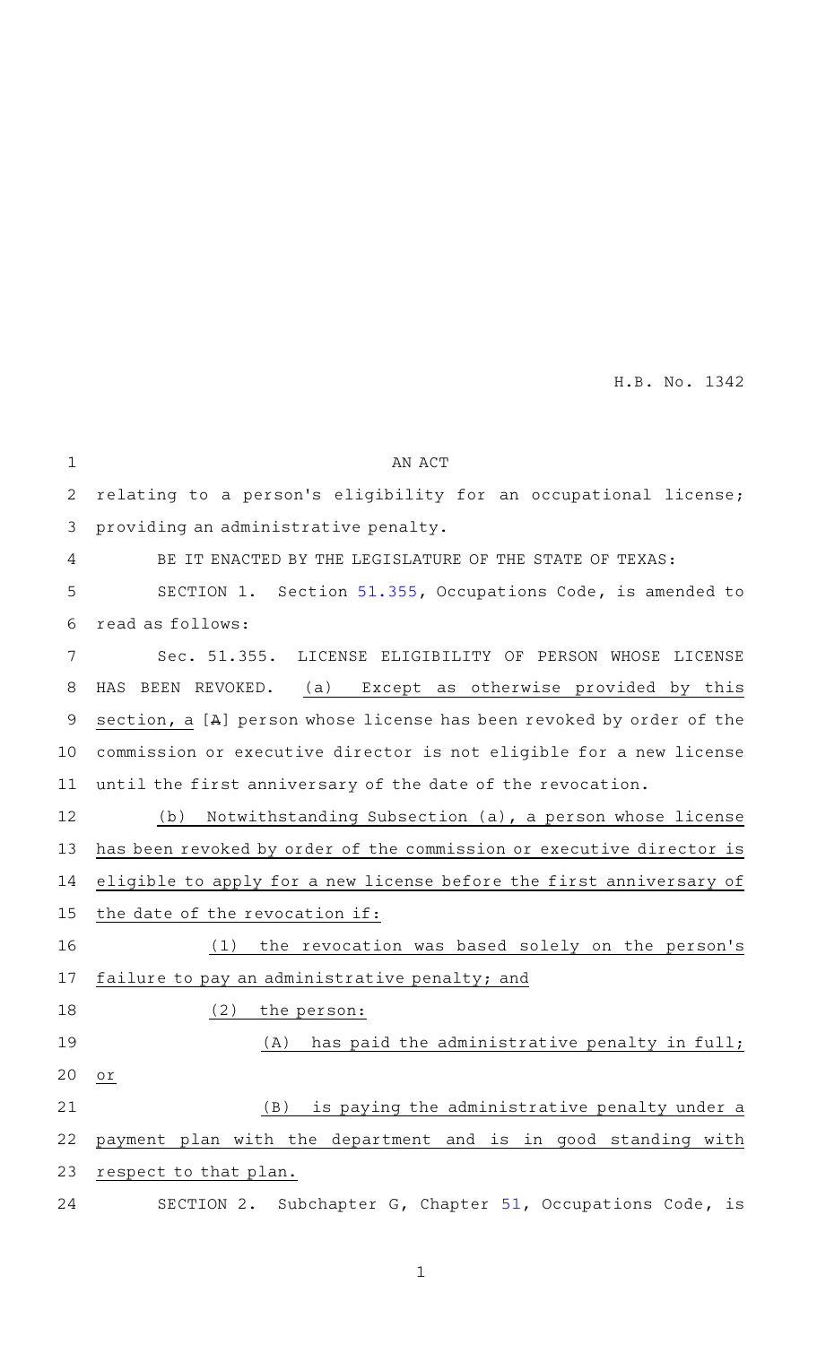H.B. No. 1342

AN ACT

relating to a person's eligibility for an occupational license; providing an administrative penalty.

BE IT ENACTED BY THE LEGISLATURE OF THE STATE OF TEXAS:

SECTION 1. Section 51.355, Occupations Code, is amended to read as follows:

Sec. 51.355. LICENSE ELIGIBILITY OF PERSON WHOSE LICENSE HAS BEEN REVOKED. (a) Except as otherwise provided by this section, a [A] person whose license has been revoked by order of the commission or executive director is not eligible for a new license until the first anniversary of the date of the revocation.

(b) Notwithstanding Subsection (a), a person whose license has been revoked by order of the commission or executive director is eligible to apply for a new license before the first anniversary of the date of the revocation if:

(1) the revocation was based solely on the person's failure to pay an administrative penalty; and

(2) the person:

(A) has paid the administrative penalty in full; or

(B) is paying the administrative penalty under a payment plan with the department and is in good standing with respect to that plan.

SECTION 2. Subchapter G, Chapter 51, Occupations Code, is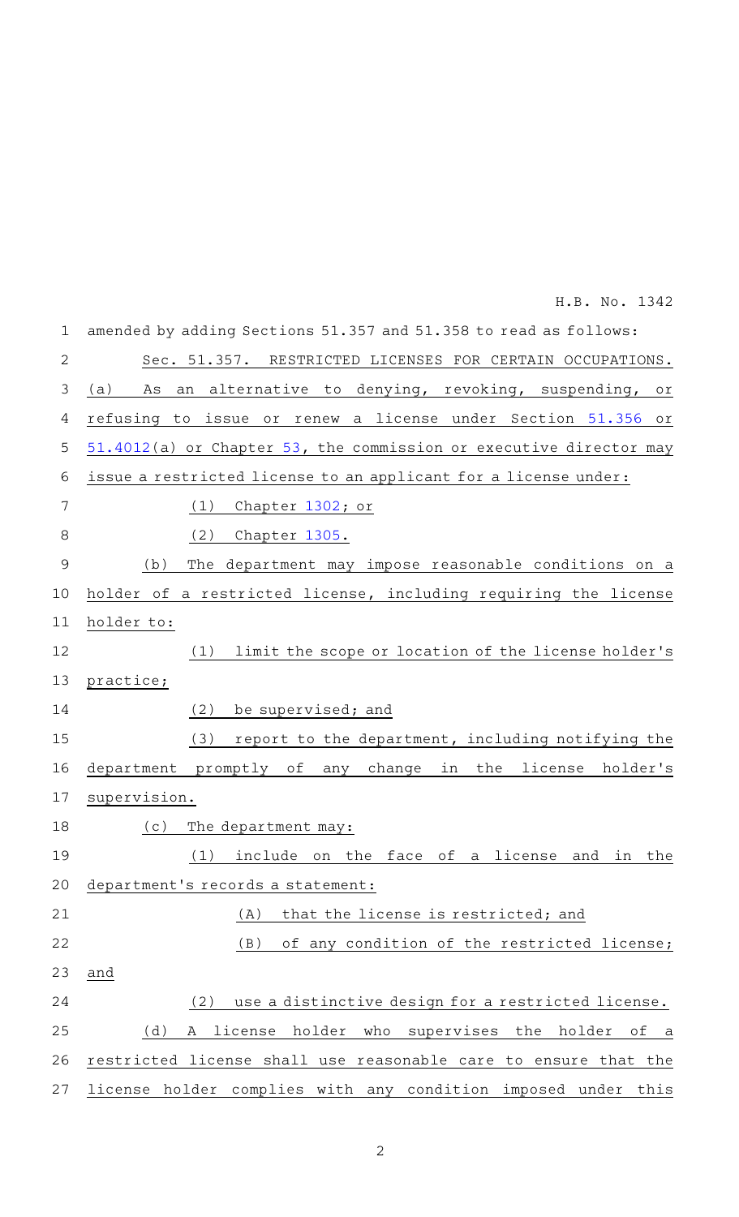amended by adding Sections 51.357 and 51.358 to read as follows:

Sec. 51.357. RESTRICTED LICENSES FOR CERTAIN OCCUPATIONS.

(a) As an alternative to denying, revoking, suspending, or refusing to issue or renew a license under Section 51.356 or 51.4012(a) or Chapter 53, the commission or executive director may issue a restricted license to an applicant for a license under:

(1) Chapter 1302; or

(2) Chapter 1305.

(b) The department may impose reasonable conditions on a holder of a restricted license, including requiring the license holder to:

(1) limit the scope or location of the license holder's practice;

(2) be supervised; and

(3) report to the department, including notifying the department promptly of any change in the license holder's supervision.

(c) The department may:

(1) include on the face of a license and in the department's records a statement:

(A) that the license is restricted; and

(B) of any condition of the restricted license; and

(2) use a distinctive design for a restricted license.

(d) A license holder who supervises the holder of a restricted license shall use reasonable care to ensure that the license holder complies with any condition imposed under this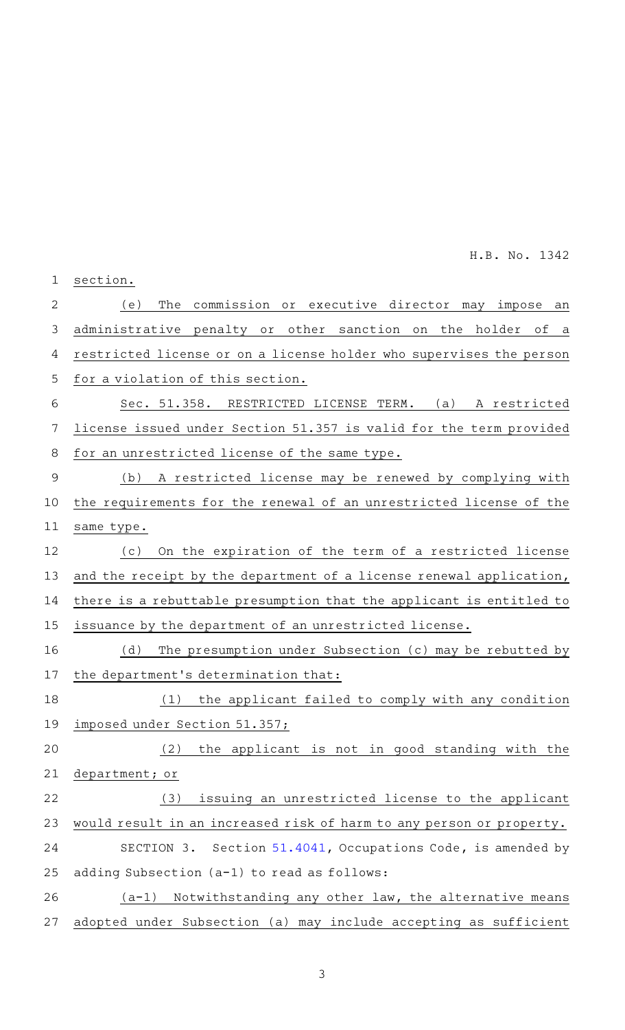section.

(e) The commission or executive director may impose an administrative penalty or other sanction on the holder of a restricted license or on a license holder who supervises the person for a violation of this section.

Sec. 51.358. RESTRICTED LICENSE TERM. (a) A restricted license issued under Section 51.357 is valid for the term provided for an unrestricted license of the same type.

(b) A restricted license may be renewed by complying with the requirements for the renewal of an unrestricted license of the same type.

(c) On the expiration of the term of a restricted license and the receipt by the department of a license renewal application, there is a rebuttable presumption that the applicant is entitled to issuance by the department of an unrestricted license.

(d) The presumption under Subsection (c) may be rebutted by the department's determination that:

(1) the applicant failed to comply with any condition imposed under Section 51.357;

(2) the applicant is not in good standing with the department; or

(3) issuing an unrestricted license to the applicant would result in an increased risk of harm to any person or property.

SECTION 3. Section 51.4041, Occupations Code, is amended by adding Subsection (a-1) to read as follows:

(a-1) Notwithstanding any other law, the alternative means adopted under Subsection (a) may include accepting as sufficient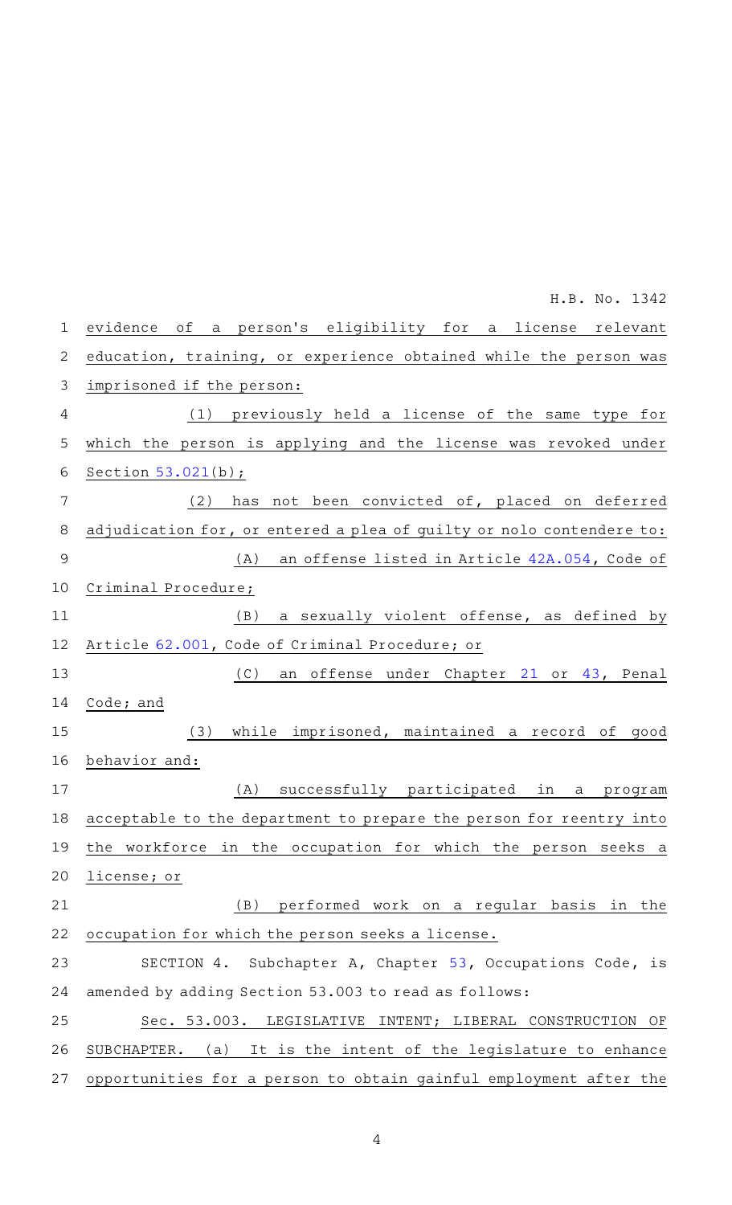evidence of a person's eligibility for a license relevant education, training, or experience obtained while the person was imprisoned if the person:

(1) previously held a license of the same type for which the person is applying and the license was revoked under Section 53.021(b);

(2) has not been convicted of, placed on deferred adjudication for, or entered a plea of guilty or nolo contendere to:

(A) an offense listed in Article 42A.054, Code of Criminal Procedure;

(B) a sexually violent offense, as defined by Article 62.001, Code of Criminal Procedure; or

(C) an offense under Chapter 21 or 43, Penal Code; and

(3) while imprisoned, maintained a record of good behavior and:

(A) successfully participated in a program acceptable to the department to prepare the person for reentry into the workforce in the occupation for which the person seeks a license; or

(B) performed work on a regular basis in the occupation for which the person seeks a license.

SECTION 4. Subchapter A, Chapter 53, Occupations Code, is amended by adding Section 53.003 to read as follows:

Sec. 53.003. LEGISLATIVE INTENT; LIBERAL CONSTRUCTION OF SUBCHAPTER. (a) It is the intent of the legislature to enhance opportunities for a person to obtain gainful employment after the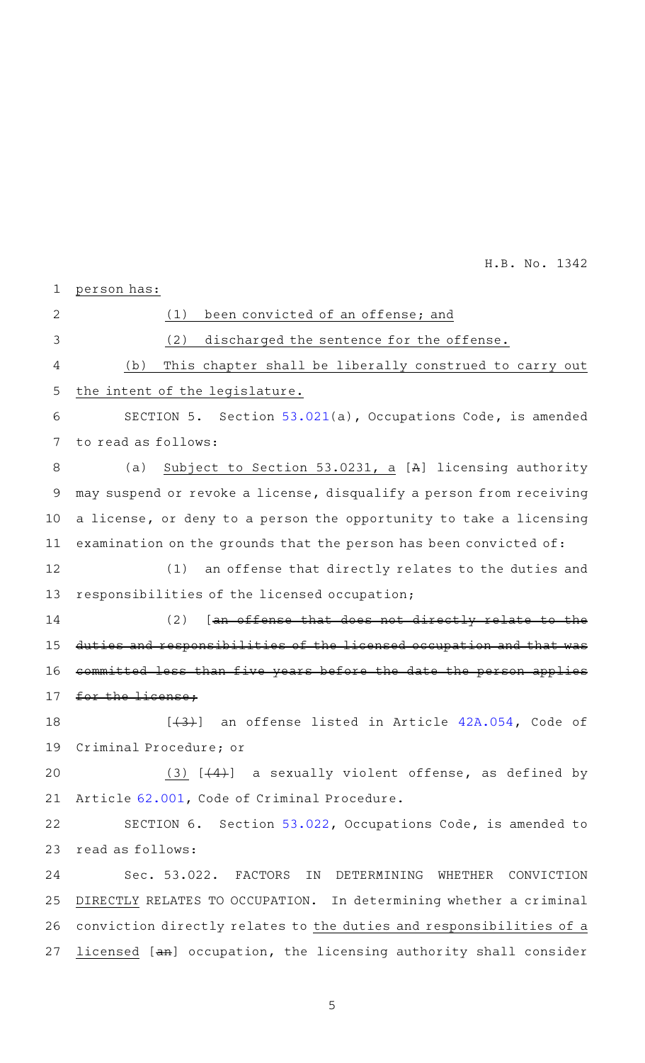person has:

(1) been convicted of an offense; and

(2) discharged the sentence for the offense.

(b) This chapter shall be liberally construed to carry out the intent of the legislature.

SECTION 5. Section 53.021(a), Occupations Code, is amended to read as follows:

(a) Subject to Section 53.0231, a [A] licensing authority may suspend or revoke a license, disqualify a person from receiving a license, or deny to a person the opportunity to take a licensing examination on the grounds that the person has been convicted of:

(1) an offense that directly relates to the duties and responsibilities of the licensed occupation;

(2) [~~an offense that does not directly relate to the duties and responsibilities of the licensed occupation and that was committed less than five years before the date the person applies for the license;~~

[~~(3)~~]] an offense listed in Article 42A.054, Code of Criminal Procedure; or

(3) [~~(4)~~] a sexually violent offense, as defined by Article 62.001, Code of Criminal Procedure.

SECTION 6. Section 53.022, Occupations Code, is amended to read as follows:

Sec. 53.022. FACTORS IN DETERMINING WHETHER CONVICTION DIRECTLY RELATES TO OCCUPATION. In determining whether a criminal conviction directly relates to the duties and responsibilities of a licensed [~~an~~] occupation, the licensing authority shall consider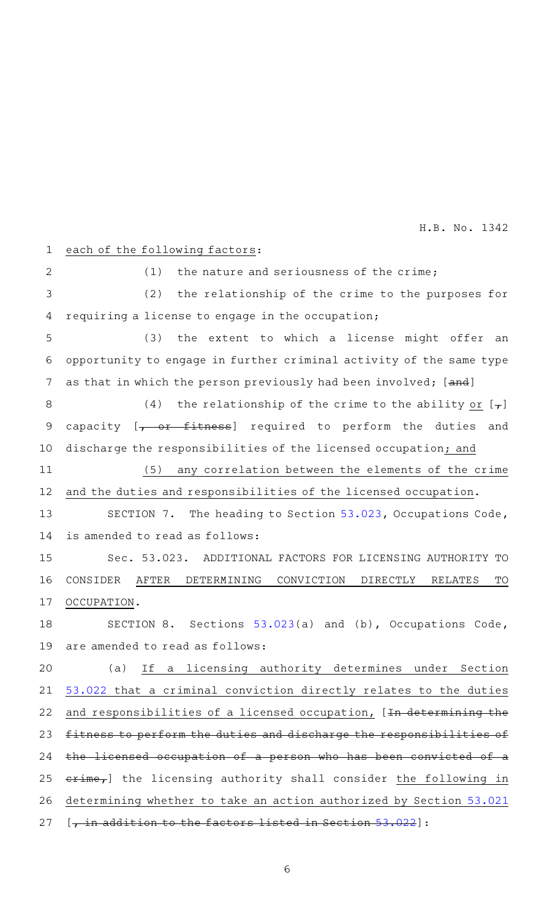each of the following factors:

(1) the nature and seriousness of the crime;

(2) the relationship of the crime to the purposes for requiring a license to engage in the occupation;

(3) the extent to which a license might offer an opportunity to engage in further criminal activity of the same type as that in which the person previously had been involved; [~~and~~]

(4) the relationship of the crime to the ability or [~~,~~] capacity [~~, or fitness~~] required to perform the duties and discharge the responsibilities of the licensed occupation; and

(5) any correlation between the elements of the crime and the duties and responsibilities of the licensed occupation.

SECTION 7. The heading to Section 53.023, Occupations Code, is amended to read as follows:

Sec. 53.023. ADDITIONAL FACTORS FOR LICENSING AUTHORITY TO CONSIDER AFTER DETERMINING CONVICTION DIRECTLY RELATES TO OCCUPATION.

SECTION 8. Sections 53.023(a) and (b), Occupations Code, are amended to read as follows:

(a) If a licensing authority determines under Section 53.022 that a criminal conviction directly relates to the duties and responsibilities of a licensed occupation, [~~In determining the fitness to perform the duties and discharge the responsibilities of the licensed occupation of a person who has been convicted of a crime,~~] the licensing authority shall consider the following in determining whether to take an action authorized by Section 53.021 [~~, in addition to the factors listed in Section 53.022~~]: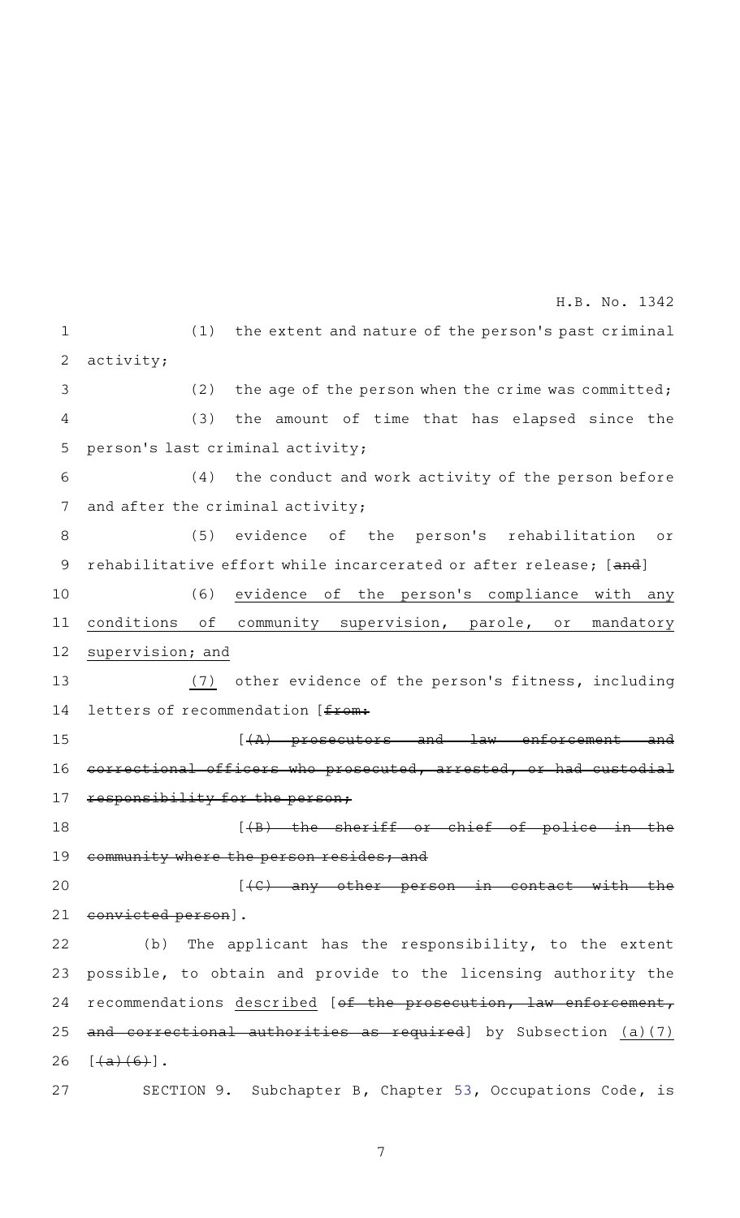(1) the extent and nature of the person's past criminal activity;

(2) the age of the person when the crime was committed;

(3) the amount of time that has elapsed since the person's last criminal activity;

(4) the conduct and work activity of the person before and after the criminal activity;

(5) evidence of the person's rehabilitation or rehabilitative effort while incarcerated or after release; [~~and~~]

(6) <u>evidence of the person's compliance with any conditions of community supervision, parole, or mandatory supervision; and</u>

<u>(7)</u> other evidence of the person's fitness, including letters of recommendation [~~from:~~

[~~(A) prosecutors and law enforcement and correctional officers who prosecuted, arrested, or had custodial responsibility for the person;~~

[~~(B) the sheriff or chief of police in the community where the person resides; and~~

[~~(C) any other person in contact with the convicted person~~].

(b) The applicant has the responsibility, to the extent possible, to obtain and provide to the licensing authority the recommendations <u>described</u> [~~of the prosecution, law enforcement, and correctional authorities as required~~] by Subsection <u>(a)(7)</u> [~~(a)(6)~~].

SECTION 9. Subchapter B, Chapter 53, Occupations Code, is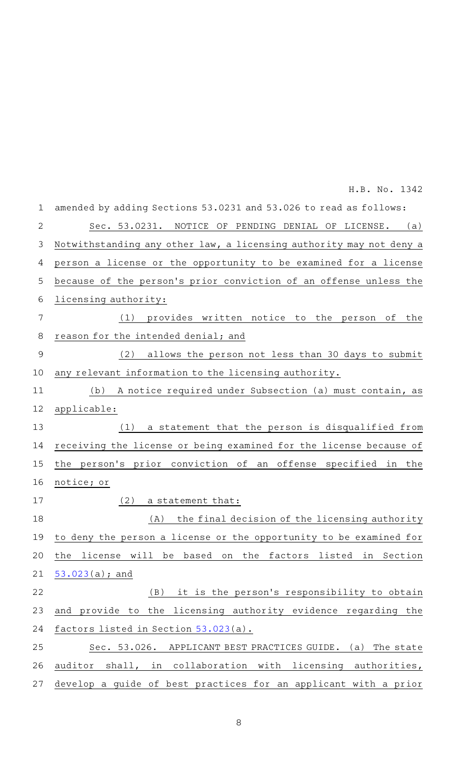amended by adding Sections 53.0231 and 53.026 to read as follows:

Sec. 53.0231. NOTICE OF PENDING DENIAL OF LICENSE. (a) Notwithstanding any other law, a licensing authority may not deny a person a license or the opportunity to be examined for a license because of the person's prior conviction of an offense unless the licensing authority:

(1) provides written notice to the person of the reason for the intended denial; and

(2) allows the person not less than 30 days to submit any relevant information to the licensing authority.

(b) A notice required under Subsection (a) must contain, as applicable:

(1) a statement that the person is disqualified from receiving the license or being examined for the license because of the person's prior conviction of an offense specified in the notice; or

(2) a statement that:

(A) the final decision of the licensing authority to deny the person a license or the opportunity to be examined for the license will be based on the factors listed in Section 53.023(a); and

(B) it is the person's responsibility to obtain and provide to the licensing authority evidence regarding the factors listed in Section 53.023(a).

Sec. 53.026. APPLICANT BEST PRACTICES GUIDE. (a) The state auditor shall, in collaboration with licensing authorities, develop a guide of best practices for an applicant with a prior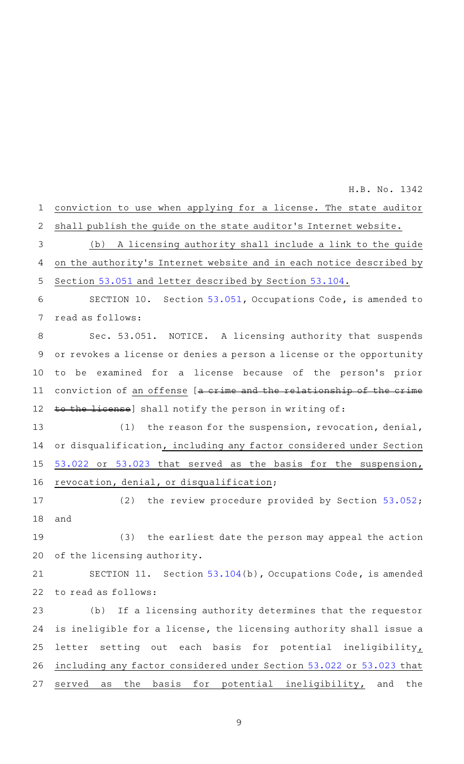conviction to use when applying for a license. The state auditor shall publish the guide on the state auditor's Internet website.

(b) A licensing authority shall include a link to the guide on the authority's Internet website and in each notice described by Section 53.051 and letter described by Section 53.104.

SECTION 10. Section 53.051, Occupations Code, is amended to read as follows:

Sec. 53.051. NOTICE. A licensing authority that suspends or revokes a license or denies a person a license or the opportunity to be examined for a license because of the person's prior conviction of an offense [~~a crime and the relationship of the crime to the license~~] shall notify the person in writing of:

(1) the reason for the suspension, revocation, denial, or disqualification, including any factor considered under Section 53.022 or 53.023 that served as the basis for the suspension, revocation, denial, or disqualification;

(2) the review procedure provided by Section 53.052; and

(3) the earliest date the person may appeal the action of the licensing authority.

SECTION 11. Section 53.104(b), Occupations Code, is amended to read as follows:

(b) If a licensing authority determines that the requestor is ineligible for a license, the licensing authority shall issue a letter setting out each basis for potential ineligibility, including any factor considered under Section 53.022 or 53.023 that served as the basis for potential ineligibility, and the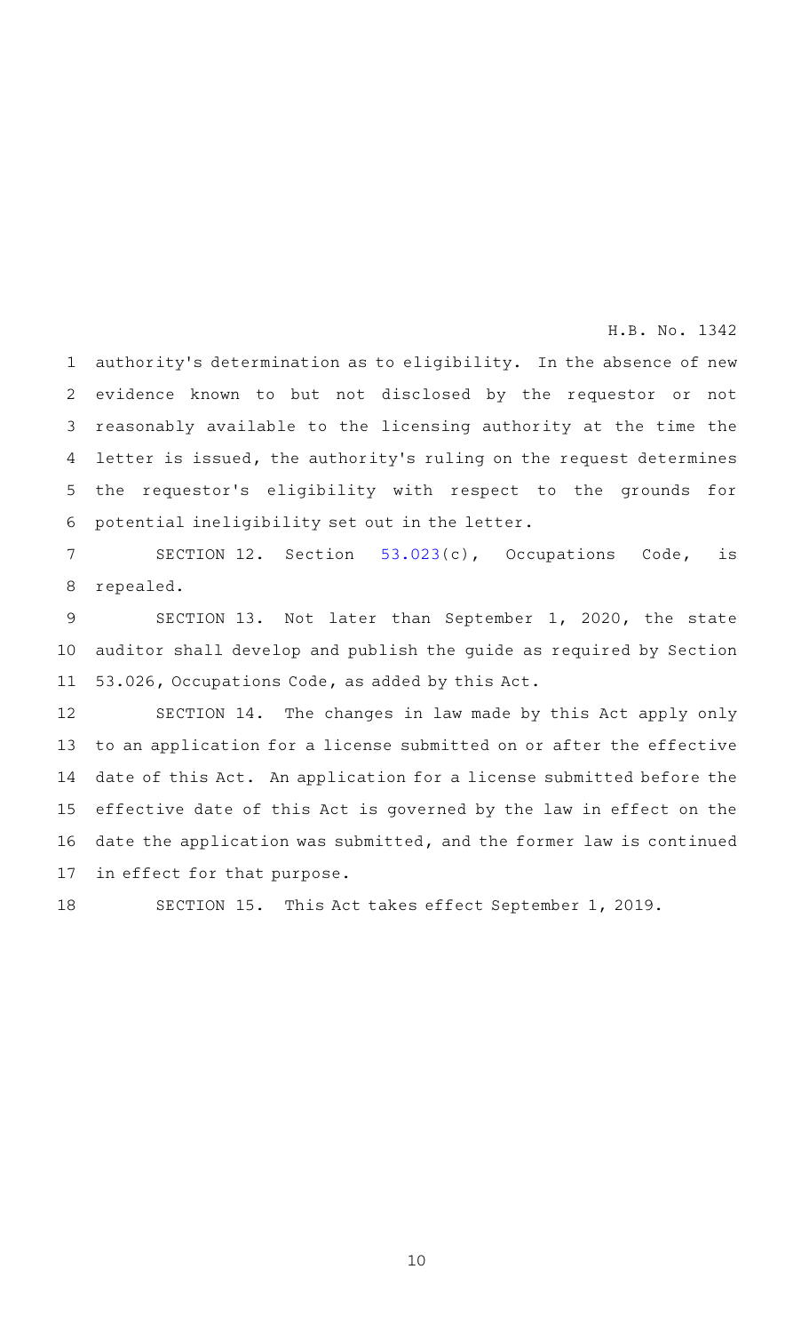authority's determination as to eligibility. In the absence of new evidence known to but not disclosed by the requestor or not reasonably available to the licensing authority at the time the letter is issued, the authority's ruling on the request determines the requestor's eligibility with respect to the grounds for potential ineligibility set out in the letter.

SECTION 12. Section 53.023(c), Occupations Code, is repealed.

SECTION 13. Not later than September 1, 2020, the state auditor shall develop and publish the guide as required by Section 53.026, Occupations Code, as added by this Act.

SECTION 14. The changes in law made by this Act apply only to an application for a license submitted on or after the effective date of this Act. An application for a license submitted before the effective date of this Act is governed by the law in effect on the date the application was submitted, and the former law is continued in effect for that purpose.

SECTION 15. This Act takes effect September 1, 2019.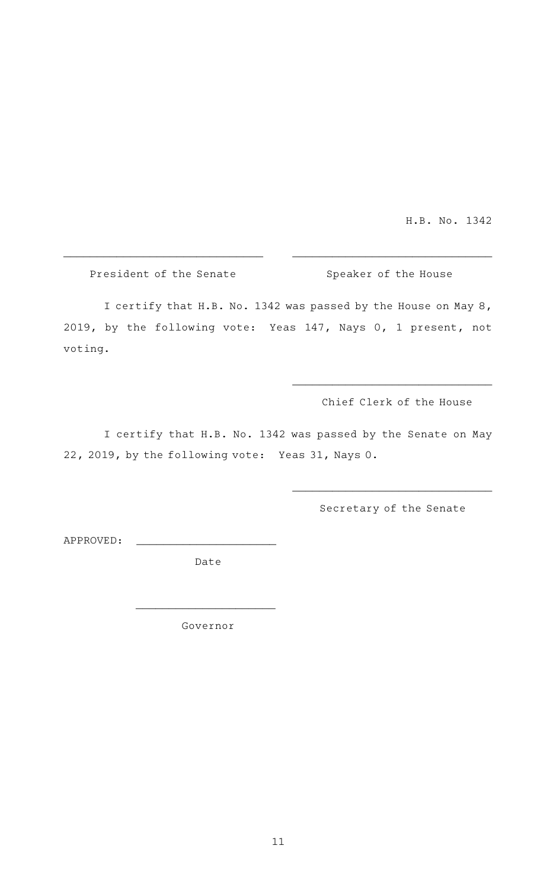H.B. No. 1342

______________________________ ______________________________

President of the Senate Speaker of the House

I certify that H.B. No. 1342 was passed by the House on May 8, 2019, by the following vote: Yeas 147, Nays 0, 1 present, not voting.

______________________________

Chief Clerk of the House

I certify that H.B. No. 1342 was passed by the Senate on May 22, 2019, by the following vote: Yeas 31, Nays 0.

______________________________

Secretary of the Senate

APPROVED: _____________________

Date

_____________________

Governor